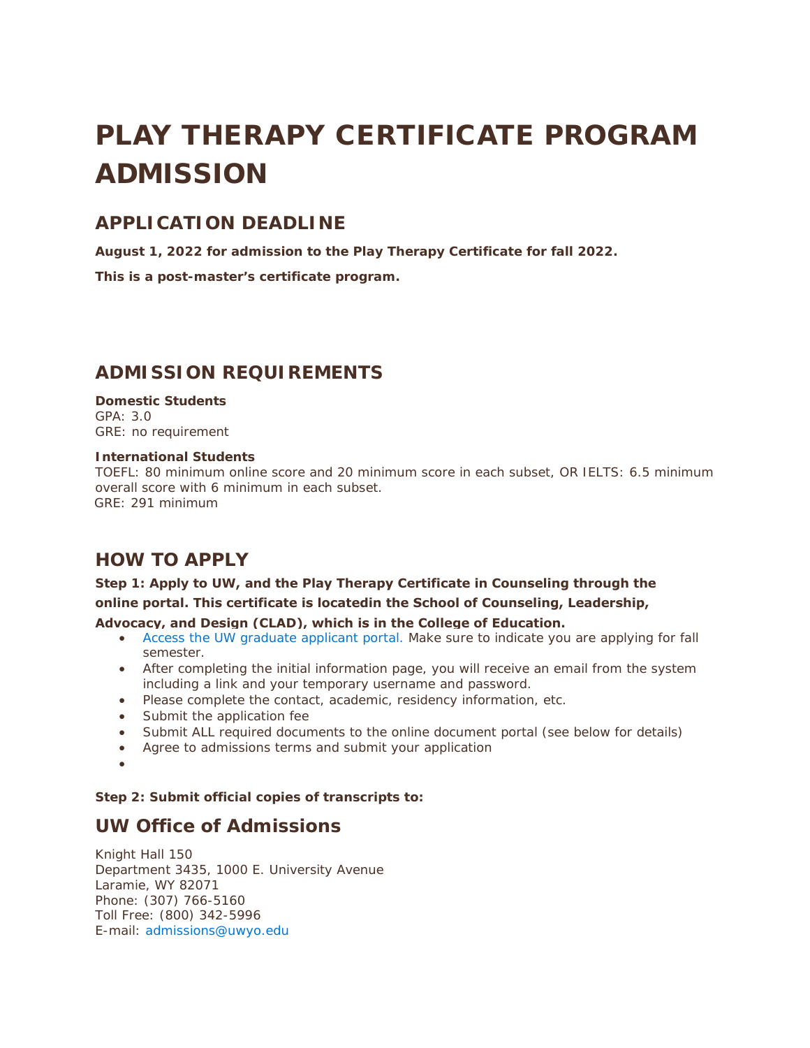# PLAY THERAPY CERTIFICATE PROGRAM ADMISSION

## APPLICATION DEADLINE

**August 1, 2022 for admission to the Play Therapy Certificate for fall 2022.**

**This is a post-master's certificate program.**

## ADMISSION REQUIREMENTS

**Domestic Students**
GPA: 3.0
GRE: no requirement

**International Students**
TOEFL: 80 minimum online score and 20 minimum score in each subset, OR IELTS: 6.5 minimum overall score with 6 minimum in each subset.
GRE: 291 minimum

## HOW TO APPLY

**Step 1: Apply to UW, and the Play Therapy Certificate in Counseling through the online portal. This certificate is locatedin the School of Counseling, Leadership, Advocacy, and Design (CLAD), which is in the College of Education.**

- Access the UW graduate applicant portal. Make sure to indicate you are applying for fall semester.
- After completing the initial information page, you will receive an email from the system including a link and your temporary username and password.
- Please complete the contact, academic, residency information, etc.
- Submit the application fee
- Submit ALL required documents to the online document portal (see below for details)
- Agree to admissions terms and submit your application

**Step 2: Submit official copies of transcripts to:**

## UW Office of Admissions

Knight Hall 150
Department 3435, 1000 E. University Avenue
Laramie, WY 82071
Phone: (307) 766-5160
Toll Free: (800) 342-5996
E-mail: admissions@uwyo.edu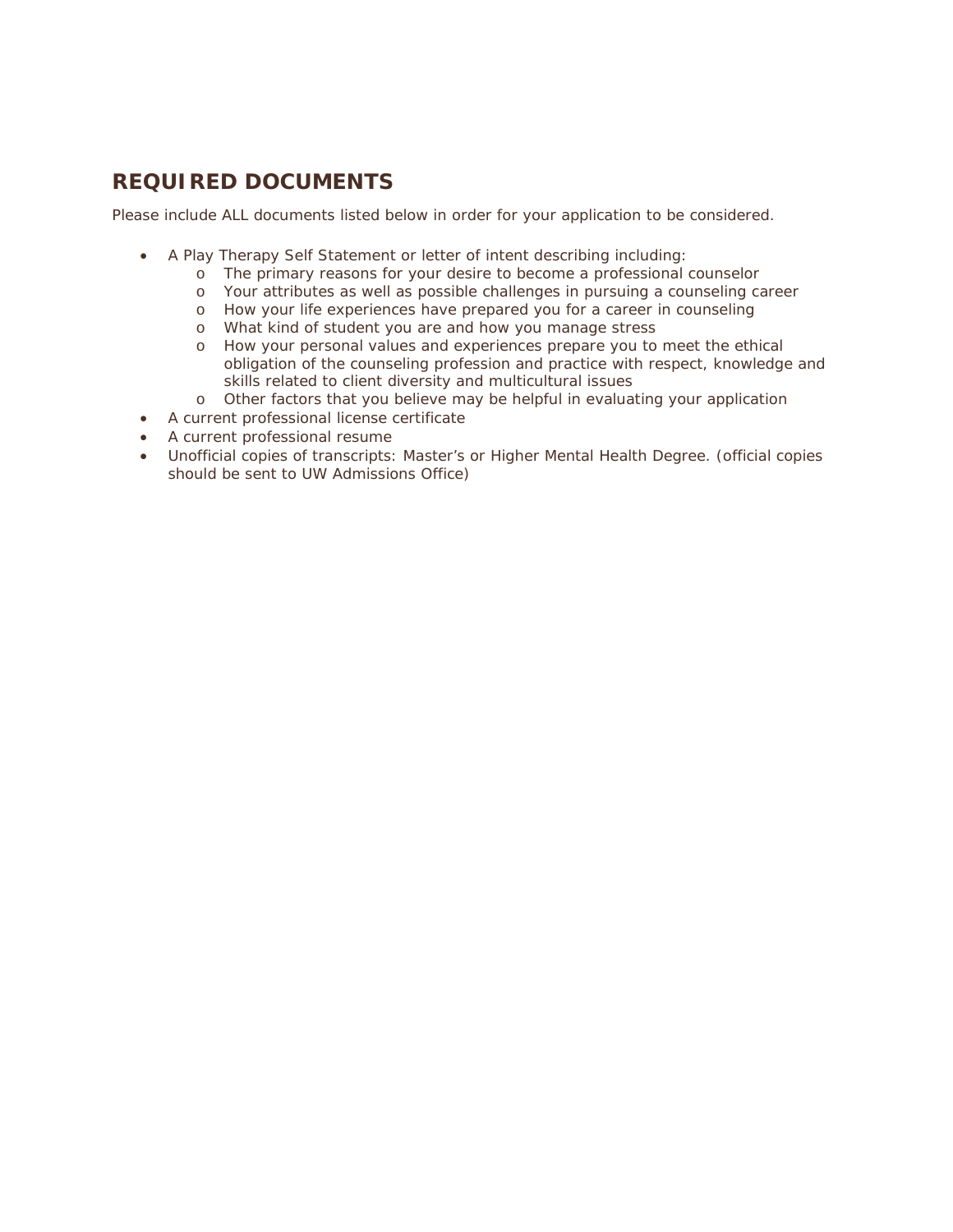## REQUIRED DOCUMENTS

Please include ALL documents listed below in order for your application to be considered.

- A Play Therapy Self Statement or letter of intent describing including:
  - The primary reasons for your desire to become a professional counselor
  - Your attributes as well as possible challenges in pursuing a counseling career
  - How your life experiences have prepared you for a career in counseling
  - What kind of student you are and how you manage stress
  - How your personal values and experiences prepare you to meet the ethical obligation of the counseling profession and practice with respect, knowledge and skills related to client diversity and multicultural issues
  - Other factors that you believe may be helpful in evaluating your application
- A current professional license certificate
- A current professional resume
- Unofficial copies of transcripts: Master's or Higher Mental Health Degree. (official copies should be sent to UW Admissions Office)